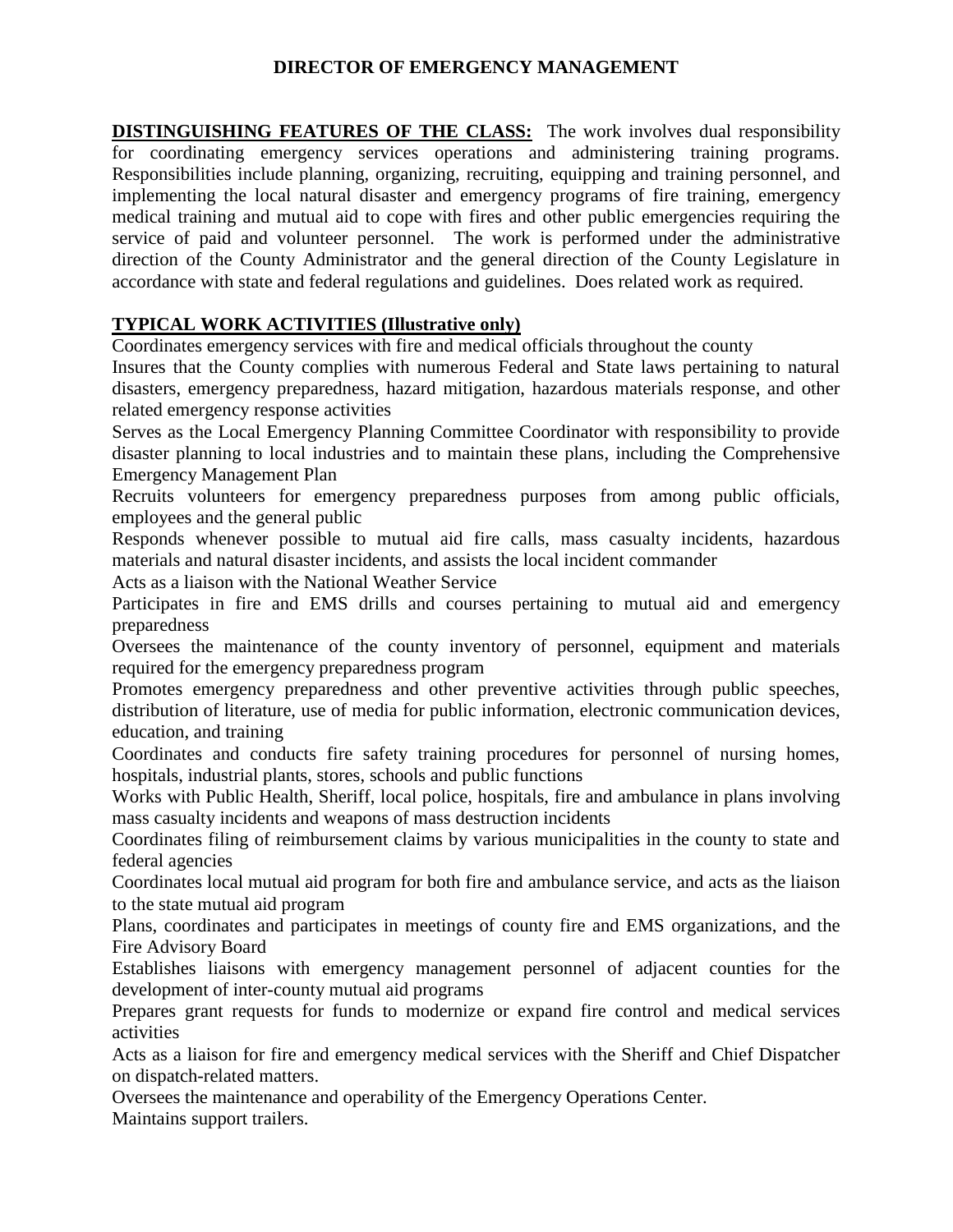# DIRECTOR OF EMERGENCY MANAGEMENT

**DISTINGUISHING FEATURES OF THE CLASS:** The work involves dual responsibility for coordinating emergency services operations and administering training programs. Responsibilities include planning, organizing, recruiting, equipping and training personnel, and implementing the local natural disaster and emergency programs of fire training, emergency medical training and mutual aid to cope with fires and other public emergencies requiring the service of paid and volunteer personnel. The work is performed under the administrative direction of the County Administrator and the general direction of the County Legislature in accordance with state and federal regulations and guidelines. Does related work as required.

**TYPICAL WORK ACTIVITIES (Illustrative only)**

Coordinates emergency services with fire and medical officials throughout the county

Insures that the County complies with numerous Federal and State laws pertaining to natural disasters, emergency preparedness, hazard mitigation, hazardous materials response, and other related emergency response activities

Serves as the Local Emergency Planning Committee Coordinator with responsibility to provide disaster planning to local industries and to maintain these plans, including the Comprehensive Emergency Management Plan

Recruits volunteers for emergency preparedness purposes from among public officials, employees and the general public

Responds whenever possible to mutual aid fire calls, mass casualty incidents, hazardous materials and natural disaster incidents, and assists the local incident commander

Acts as a liaison with the National Weather Service

Participates in fire and EMS drills and courses pertaining to mutual aid and emergency preparedness

Oversees the maintenance of the county inventory of personnel, equipment and materials required for the emergency preparedness program

Promotes emergency preparedness and other preventive activities through public speeches, distribution of literature, use of media for public information, electronic communication devices, education, and training

Coordinates and conducts fire safety training procedures for personnel of nursing homes, hospitals, industrial plants, stores, schools and public functions

Works with Public Health, Sheriff, local police, hospitals, fire and ambulance in plans involving mass casualty incidents and weapons of mass destruction incidents

Coordinates filing of reimbursement claims by various municipalities in the county to state and federal agencies

Coordinates local mutual aid program for both fire and ambulance service, and acts as the liaison to the state mutual aid program

Plans, coordinates and participates in meetings of county fire and EMS organizations, and the Fire Advisory Board

Establishes liaisons with emergency management personnel of adjacent counties for the development of inter-county mutual aid programs

Prepares grant requests for funds to modernize or expand fire control and medical services activities

Acts as a liaison for fire and emergency medical services with the Sheriff and Chief Dispatcher on dispatch-related matters.

Oversees the maintenance and operability of the Emergency Operations Center.

Maintains support trailers.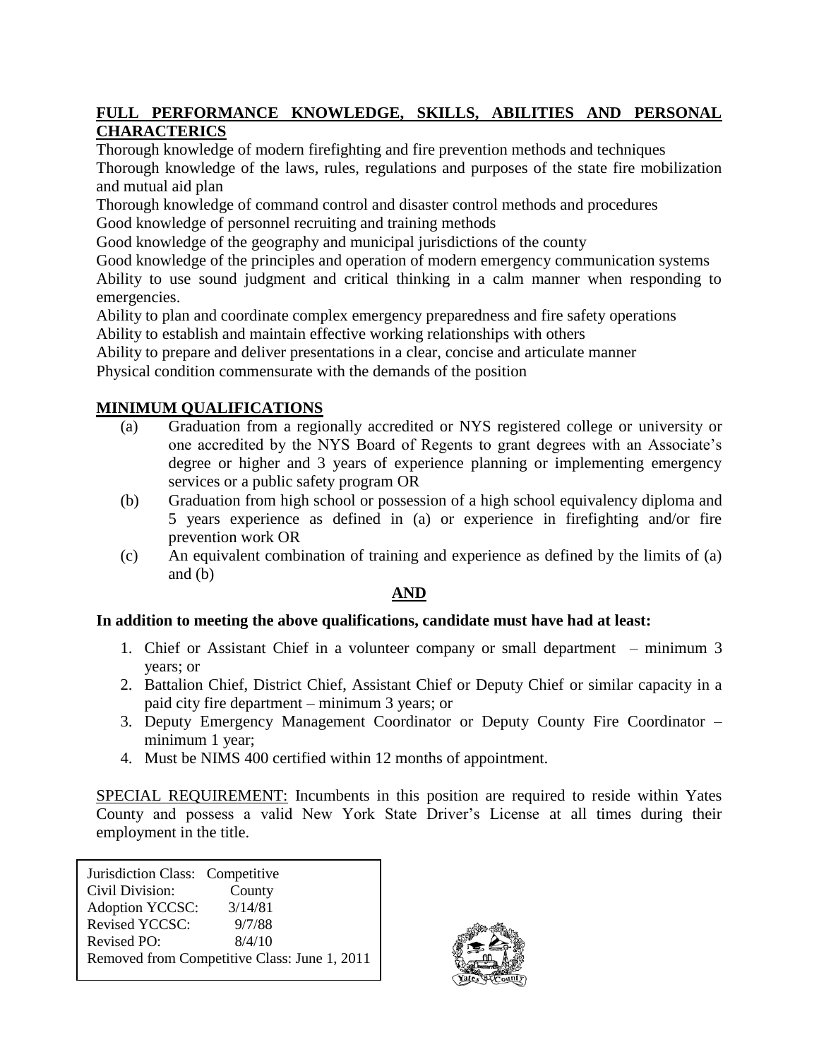## FULL PERFORMANCE KNOWLEDGE, SKILLS, ABILITIES AND PERSONAL CHARACTERICS

Thorough knowledge of modern firefighting and fire prevention methods and techniques
Thorough knowledge of the laws, rules, regulations and purposes of the state fire mobilization and mutual aid plan
Thorough knowledge of command control and disaster control methods and procedures
Good knowledge of personnel recruiting and training methods
Good knowledge of the geography and municipal jurisdictions of the county
Good knowledge of the principles and operation of modern emergency communication systems
Ability to use sound judgment and critical thinking in a calm manner when responding to emergencies.
Ability to plan and coordinate complex emergency preparedness and fire safety operations
Ability to establish and maintain effective working relationships with others
Ability to prepare and deliver presentations in a clear, concise and articulate manner
Physical condition commensurate with the demands of the position

## MINIMUM QUALIFICATIONS

(a) Graduation from a regionally accredited or NYS registered college or university or one accredited by the NYS Board of Regents to grant degrees with an Associate's degree or higher and 3 years of experience planning or implementing emergency services or a public safety program OR

(b) Graduation from high school or possession of a high school equivalency diploma and 5 years experience as defined in (a) or experience in firefighting and/or fire prevention work OR

(c) An equivalent combination of training and experience as defined by the limits of (a) and (b)

**AND**

**In addition to meeting the above qualifications, candidate must have had at least:**

1. Chief or Assistant Chief in a volunteer company or small department – minimum 3 years; or
2. Battalion Chief, District Chief, Assistant Chief or Deputy Chief or similar capacity in a paid city fire department – minimum 3 years; or
3. Deputy Emergency Management Coordinator or Deputy County Fire Coordinator – minimum 1 year;
4. Must be NIMS 400 certified within 12 months of appointment.

SPECIAL REQUIREMENT: Incumbents in this position are required to reside within Yates County and possess a valid New York State Driver's License at all times during their employment in the title.

Jurisdiction Class: Competitive
Civil Division: County
Adoption YCCSC: 3/14/81
Revised YCCSC: 9/7/88
Revised PO: 8/4/10
Removed from Competitive Class: June 1, 2011